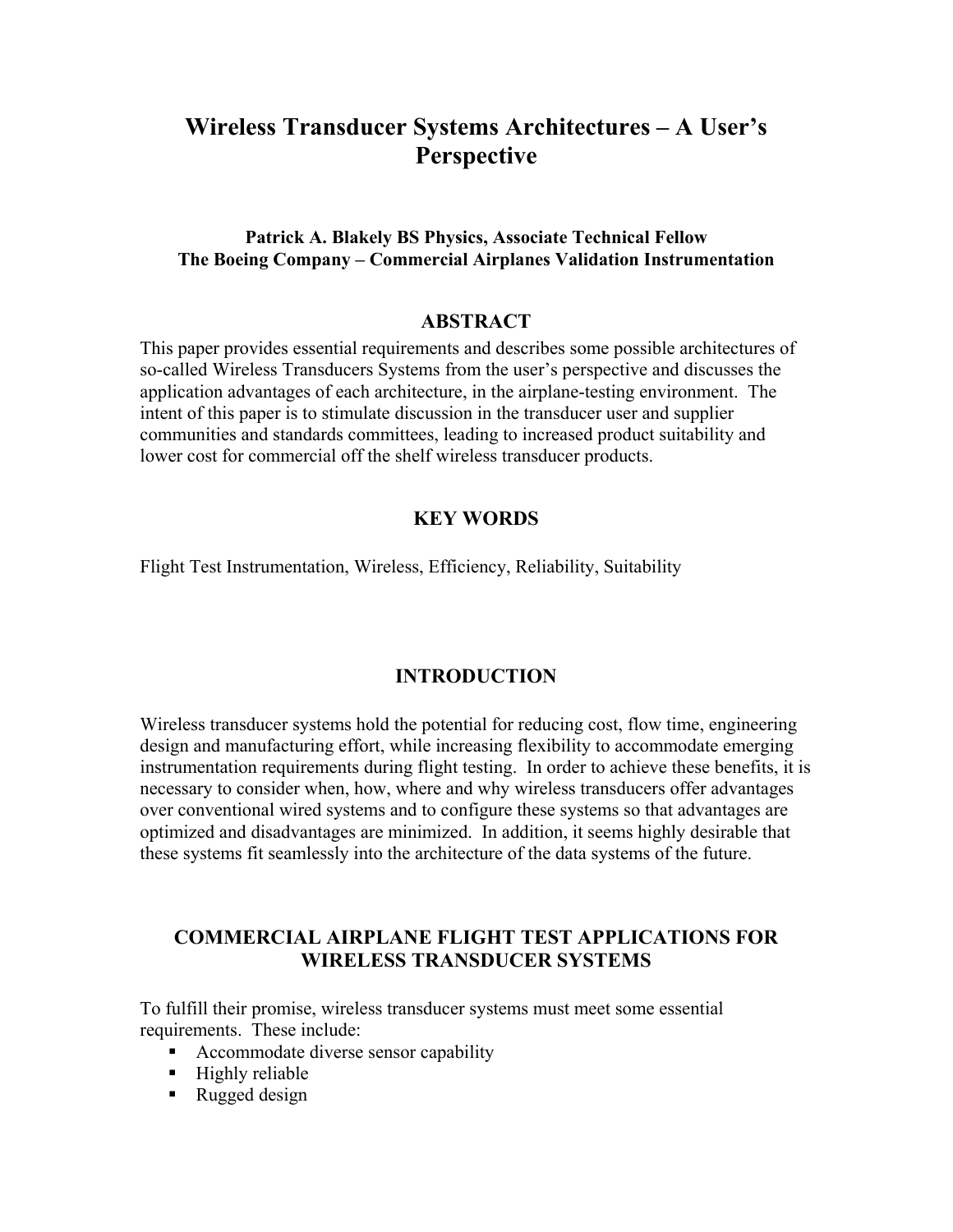# Wireless Transducer Systems Architectures – A User's Perspective

**Patrick A. Blakely BS Physics, Associate Technical Fellow**
**The Boeing Company – Commercial Airplanes Validation Instrumentation**

## ABSTRACT

This paper provides essential requirements and describes some possible architectures of so-called Wireless Transducers Systems from the user's perspective and discusses the application advantages of each architecture, in the airplane-testing environment. The intent of this paper is to stimulate discussion in the transducer user and supplier communities and standards committees, leading to increased product suitability and lower cost for commercial off the shelf wireless transducer products.

## KEY WORDS

Flight Test Instrumentation, Wireless, Efficiency, Reliability, Suitability

## INTRODUCTION

Wireless transducer systems hold the potential for reducing cost, flow time, engineering design and manufacturing effort, while increasing flexibility to accommodate emerging instrumentation requirements during flight testing. In order to achieve these benefits, it is necessary to consider when, how, where and why wireless transducers offer advantages over conventional wired systems and to configure these systems so that advantages are optimized and disadvantages are minimized. In addition, it seems highly desirable that these systems fit seamlessly into the architecture of the data systems of the future.

## COMMERCIAL AIRPLANE FLIGHT TEST APPLICATIONS FOR WIRELESS TRANSDUCER SYSTEMS

To fulfill their promise, wireless transducer systems must meet some essential requirements. These include:

- Accommodate diverse sensor capability
- Highly reliable
- Rugged design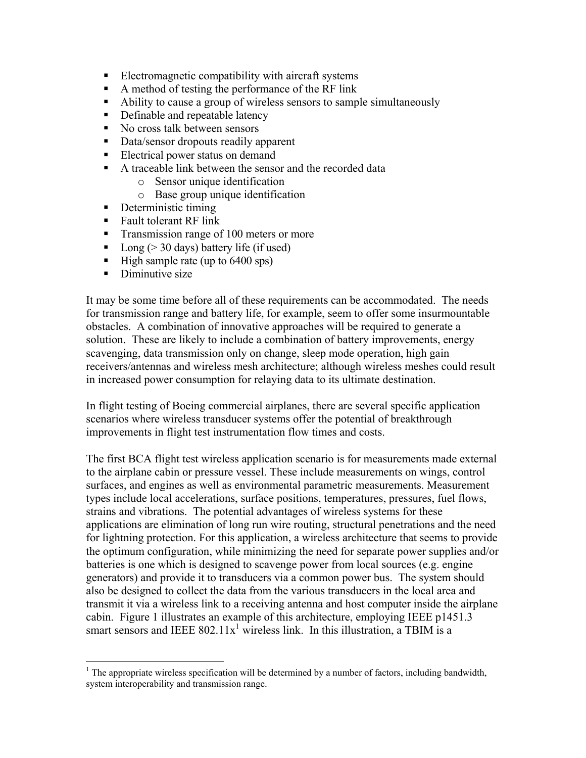- Electromagnetic compatibility with aircraft systems
- A method of testing the performance of the RF link
- Ability to cause a group of wireless sensors to sample simultaneously
- Definable and repeatable latency
- No cross talk between sensors
- Data/sensor dropouts readily apparent
- Electrical power status on demand
- A traceable link between the sensor and the recorded data
  - Sensor unique identification
  - Base group unique identification
- Deterministic timing
- Fault tolerant RF link
- Transmission range of 100 meters or more
- Long (> 30 days) battery life (if used)
- High sample rate (up to 6400 sps)
- Diminutive size

It may be some time before all of these requirements can be accommodated. The needs for transmission range and battery life, for example, seem to offer some insurmountable obstacles. A combination of innovative approaches will be required to generate a solution. These are likely to include a combination of battery improvements, energy scavenging, data transmission only on change, sleep mode operation, high gain receivers/antennas and wireless mesh architecture; although wireless meshes could result in increased power consumption for relaying data to its ultimate destination.

In flight testing of Boeing commercial airplanes, there are several specific application scenarios where wireless transducer systems offer the potential of breakthrough improvements in flight test instrumentation flow times and costs.

The first BCA flight test wireless application scenario is for measurements made external to the airplane cabin or pressure vessel. These include measurements on wings, control surfaces, and engines as well as environmental parametric measurements. Measurement types include local accelerations, surface positions, temperatures, pressures, fuel flows, strains and vibrations. The potential advantages of wireless systems for these applications are elimination of long run wire routing, structural penetrations and the need for lightning protection. For this application, a wireless architecture that seems to provide the optimum configuration, while minimizing the need for separate power supplies and/or batteries is one which is designed to scavenge power from local sources (e.g. engine generators) and provide it to transducers via a common power bus. The system should also be designed to collect the data from the various transducers in the local area and transmit it via a wireless link to a receiving antenna and host computer inside the airplane cabin. Figure 1 illustrates an example of this architecture, employing IEEE p1451.3 smart sensors and IEEE 802.11x[1] wireless link. In this illustration, a TBIM is a

[1] The appropriate wireless specification will be determined by a number of factors, including bandwidth, system interoperability and transmission range.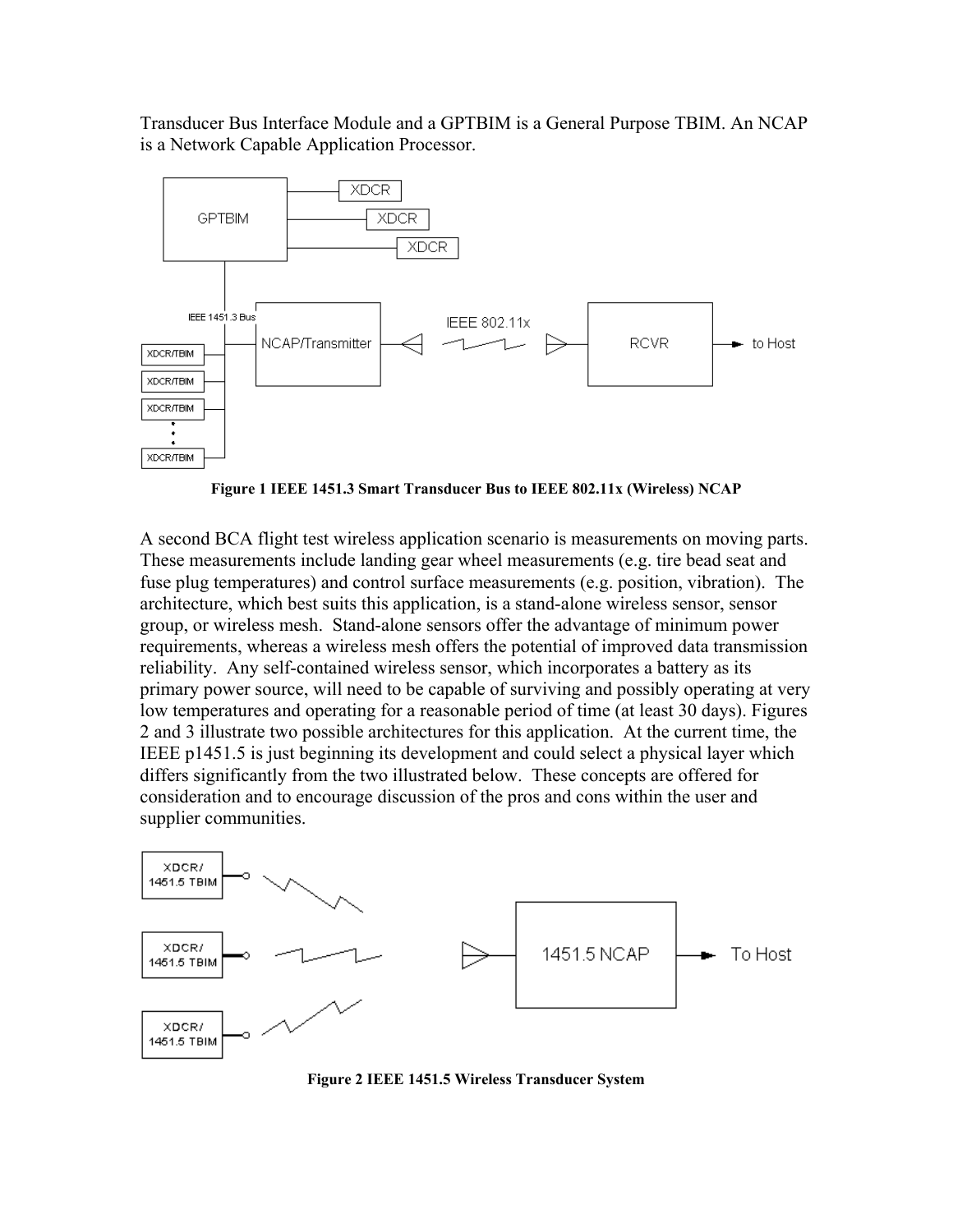Transducer Bus Interface Module and a GPTBIM is a General Purpose TBIM. An NCAP is a Network Capable Application Processor.

**Figure 1 IEEE 1451.3 Smart Transducer Bus to IEEE 802.11x (Wireless) NCAP**

A second BCA flight test wireless application scenario is measurements on moving parts. These measurements include landing gear wheel measurements (e.g. tire bead seat and fuse plug temperatures) and control surface measurements (e.g. position, vibration). The architecture, which best suits this application, is a stand-alone wireless sensor, sensor group, or wireless mesh. Stand-alone sensors offer the advantage of minimum power requirements, whereas a wireless mesh offers the potential of improved data transmission reliability. Any self-contained wireless sensor, which incorporates a battery as its primary power source, will need to be capable of surviving and possibly operating at very low temperatures and operating for a reasonable period of time (at least 30 days). Figures 2 and 3 illustrate two possible architectures for this application. At the current time, the IEEE p1451.5 is just beginning its development and could select a physical layer which differs significantly from the two illustrated below. These concepts are offered for consideration and to encourage discussion of the pros and cons within the user and supplier communities.

**Figure 2 IEEE 1451.5 Wireless Transducer System**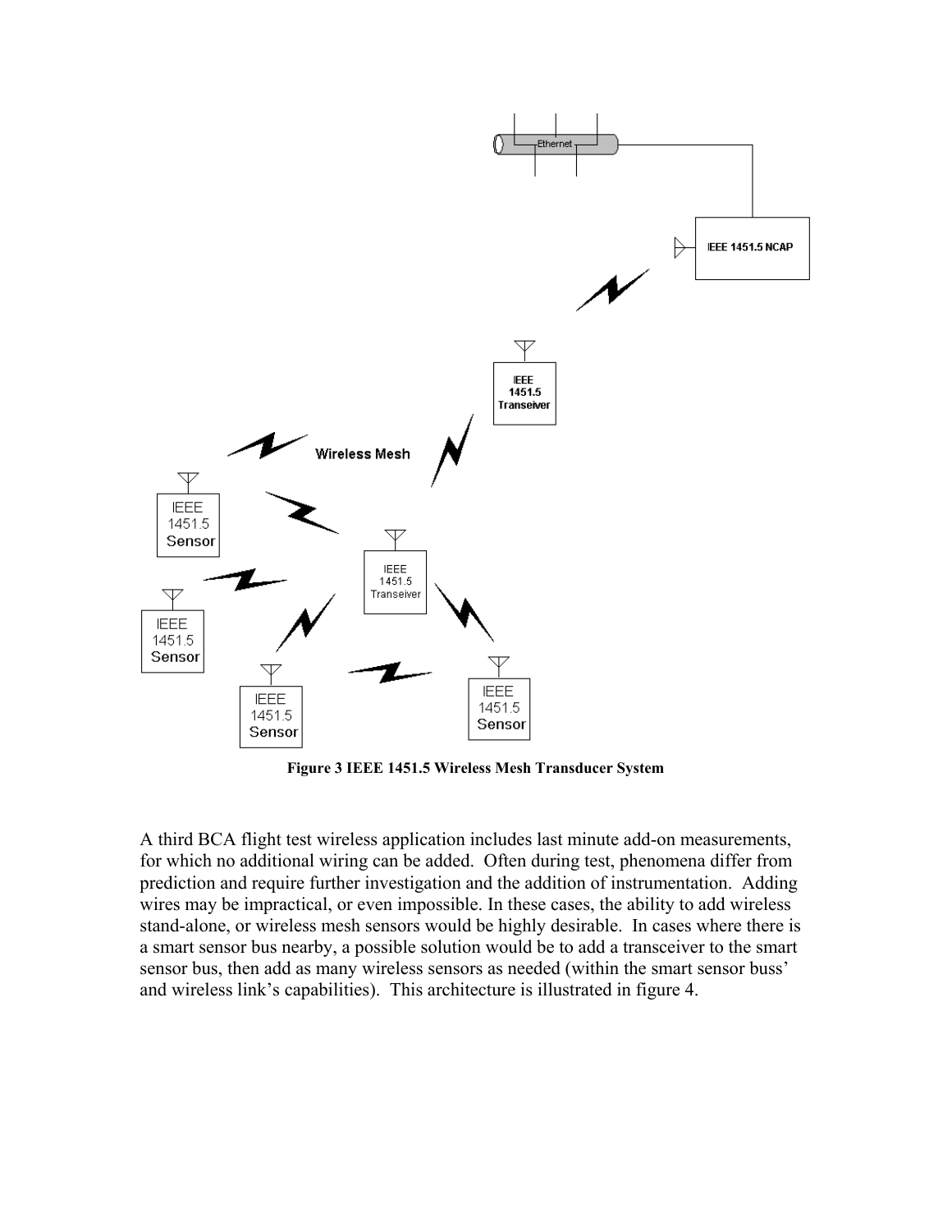Figure 3 IEEE 1451.5 Wireless Mesh Transducer System

A third BCA flight test wireless application includes last minute add-on measurements, for which no additional wiring can be added. Often during test, phenomena differ from prediction and require further investigation and the addition of instrumentation. Adding wires may be impractical, or even impossible. In these cases, the ability to add wireless stand-alone, or wireless mesh sensors would be highly desirable. In cases where there is a smart sensor bus nearby, a possible solution would be to add a transceiver to the smart sensor bus, then add as many wireless sensors as needed (within the smart sensor buss' and wireless link's capabilities). This architecture is illustrated in figure 4.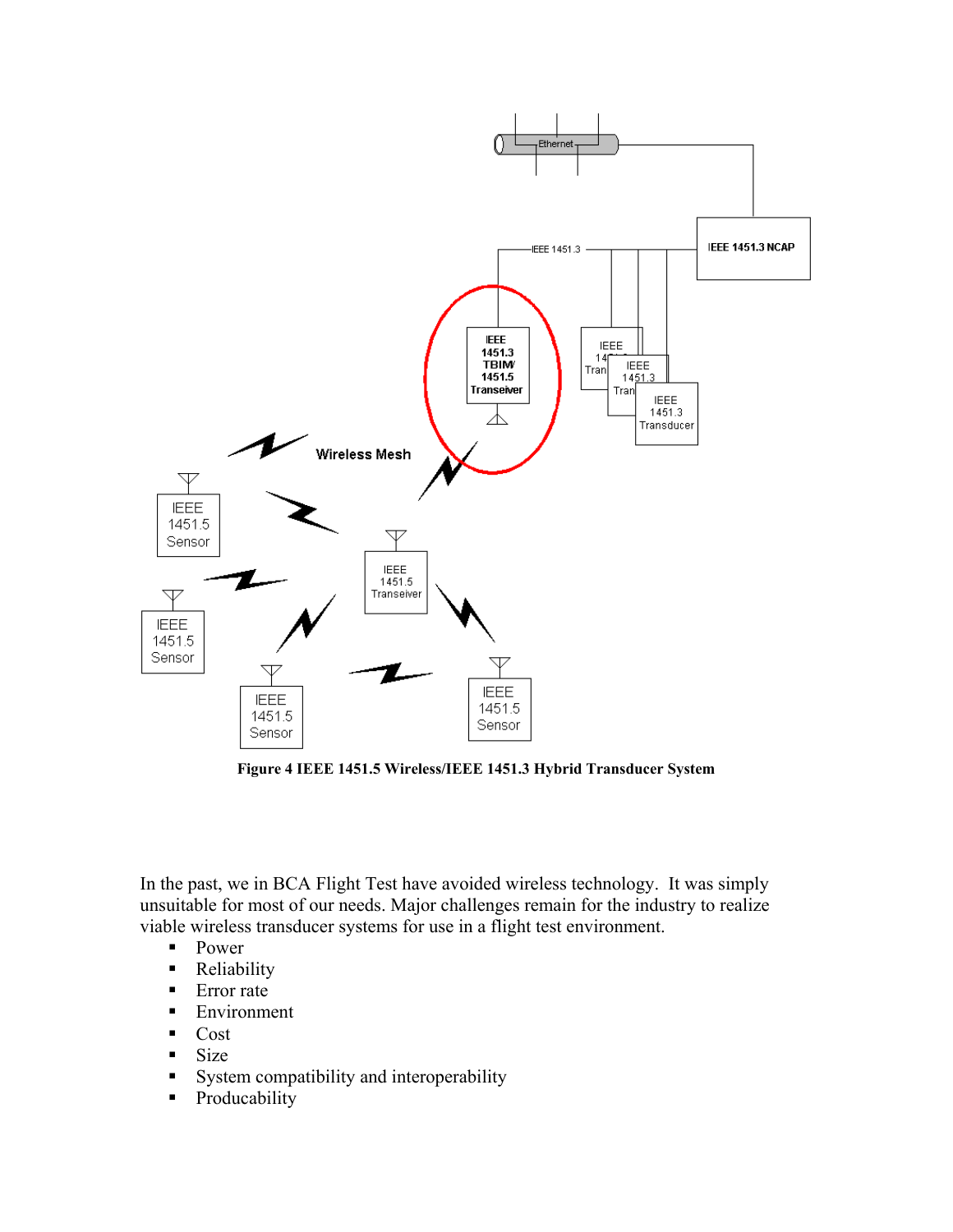Figure 4 IEEE 1451.5 Wireless/IEEE 1451.3 Hybrid Transducer System

In the past, we in BCA Flight Test have avoided wireless technology. It was simply unsuitable for most of our needs. Major challenges remain for the industry to realize viable wireless transducer systems for use in a flight test environment.

- Power
- Reliability
- Error rate
- Environment
- Cost
- Size
- System compatibility and interoperability
- Producability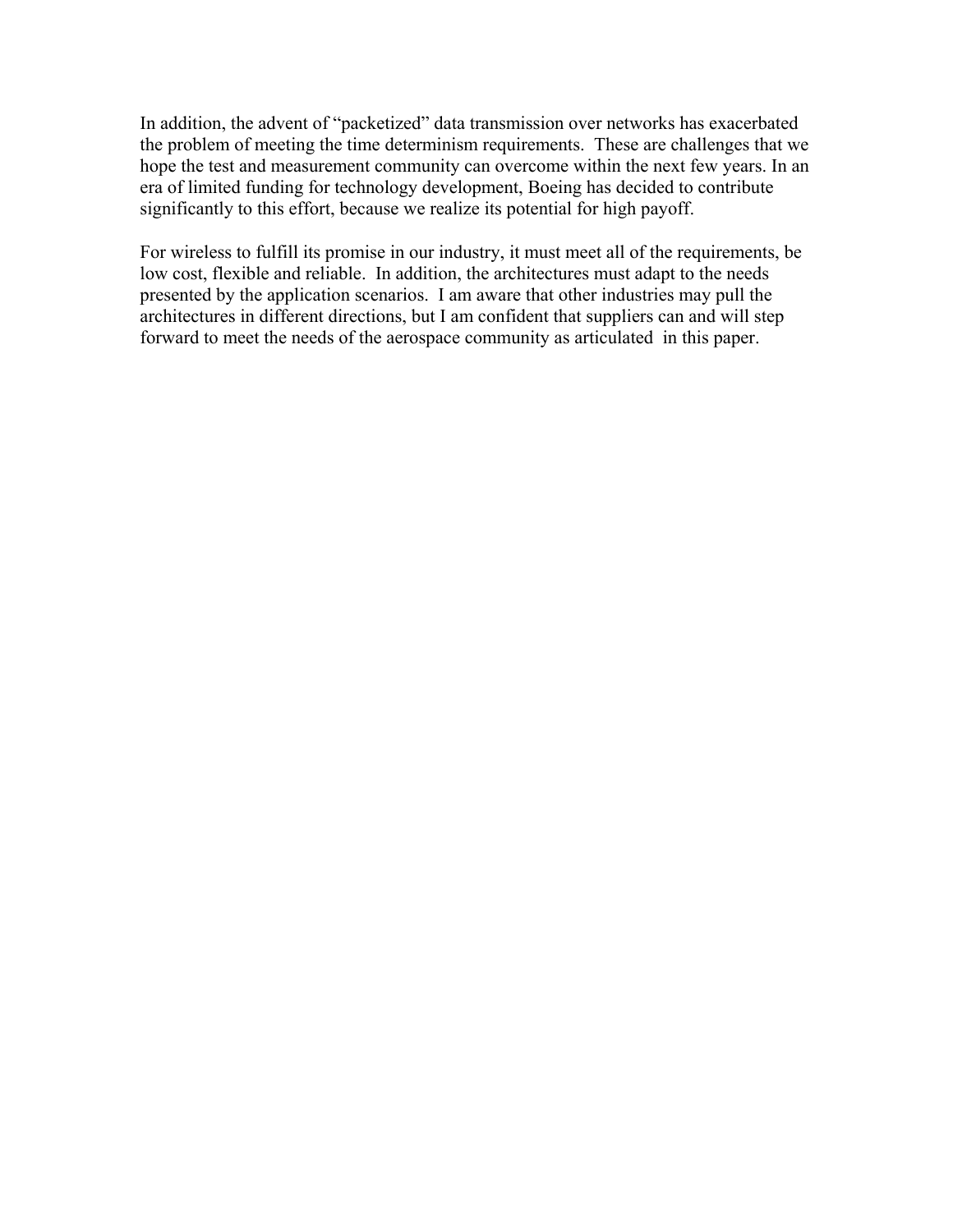In addition, the advent of "packetized" data transmission over networks has exacerbated the problem of meeting the time determinism requirements. These are challenges that we hope the test and measurement community can overcome within the next few years. In an era of limited funding for technology development, Boeing has decided to contribute significantly to this effort, because we realize its potential for high payoff.

For wireless to fulfill its promise in our industry, it must meet all of the requirements, be low cost, flexible and reliable. In addition, the architectures must adapt to the needs presented by the application scenarios. I am aware that other industries may pull the architectures in different directions, but I am confident that suppliers can and will step forward to meet the needs of the aerospace community as articulated in this paper.